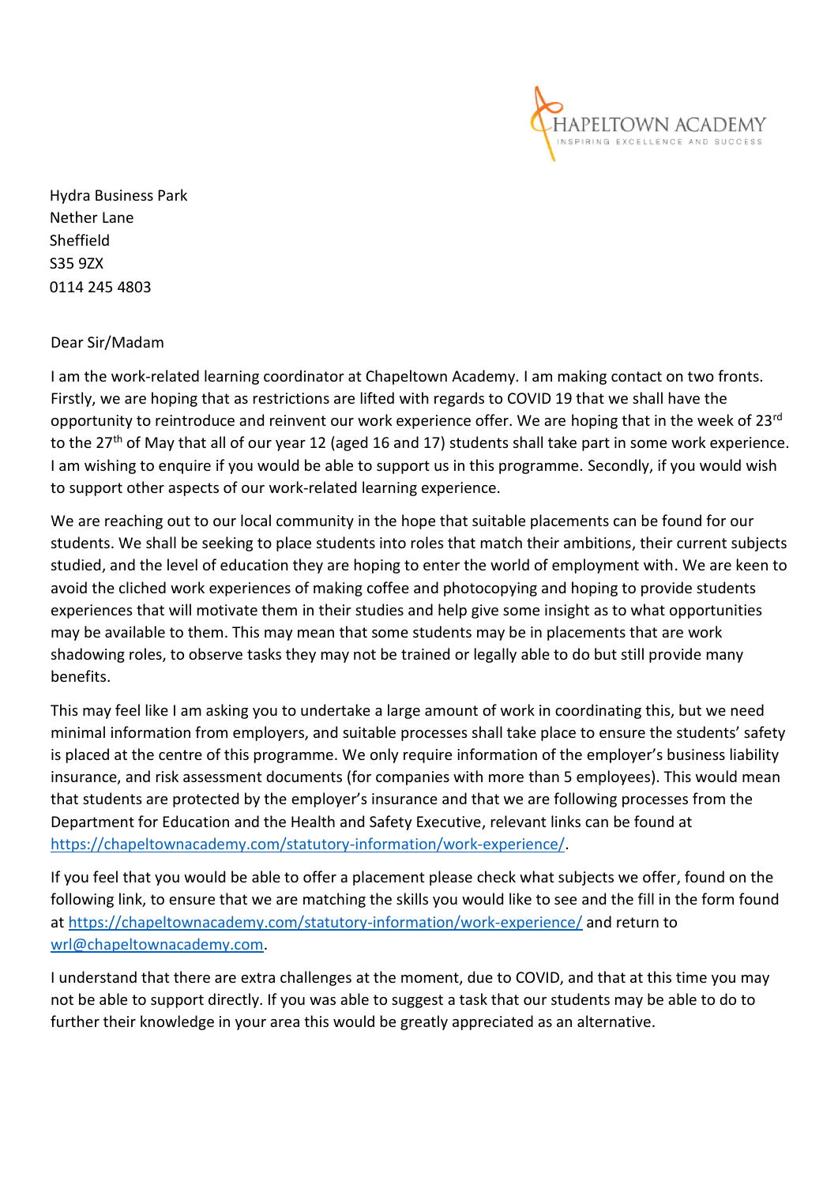CHAPELTOWN ACADEMY
INSPIRING EXCELLENCE AND SUCCESS

Hydra Business Park
Nether Lane
Sheffield
S35 9ZX
0114 245 4803

Dear Sir/Madam

I am the work-related learning coordinator at Chapeltown Academy. I am making contact on two fronts. Firstly, we are hoping that as restrictions are lifted with regards to COVID 19 that we shall have the opportunity to reintroduce and reinvent our work experience offer. We are hoping that in the week of 23rd to the 27th of May that all of our year 12 (aged 16 and 17) students shall take part in some work experience. I am wishing to enquire if you would be able to support us in this programme. Secondly, if you would wish to support other aspects of our work-related learning experience.

We are reaching out to our local community in the hope that suitable placements can be found for our students. We shall be seeking to place students into roles that match their ambitions, their current subjects studied, and the level of education they are hoping to enter the world of employment with. We are keen to avoid the cliched work experiences of making coffee and photocopying and hoping to provide students experiences that will motivate them in their studies and help give some insight as to what opportunities may be available to them. This may mean that some students may be in placements that are work shadowing roles, to observe tasks they may not be trained or legally able to do but still provide many benefits.

This may feel like I am asking you to undertake a large amount of work in coordinating this, but we need minimal information from employers, and suitable processes shall take place to ensure the students' safety is placed at the centre of this programme. We only require information of the employer's business liability insurance, and risk assessment documents (for companies with more than 5 employees). This would mean that students are protected by the employer's insurance and that we are following processes from the Department for Education and the Health and Safety Executive, relevant links can be found at https://chapeltownacademy.com/statutory-information/work-experience/.

If you feel that you would be able to offer a placement please check what subjects we offer, found on the following link, to ensure that we are matching the skills you would like to see and the fill in the form found at https://chapeltownacademy.com/statutory-information/work-experience/ and return to wrl@chapeltownacademy.com.

I understand that there are extra challenges at the moment, due to COVID, and that at this time you may not be able to support directly. If you was able to suggest a task that our students may be able to do to further their knowledge in your area this would be greatly appreciated as an alternative.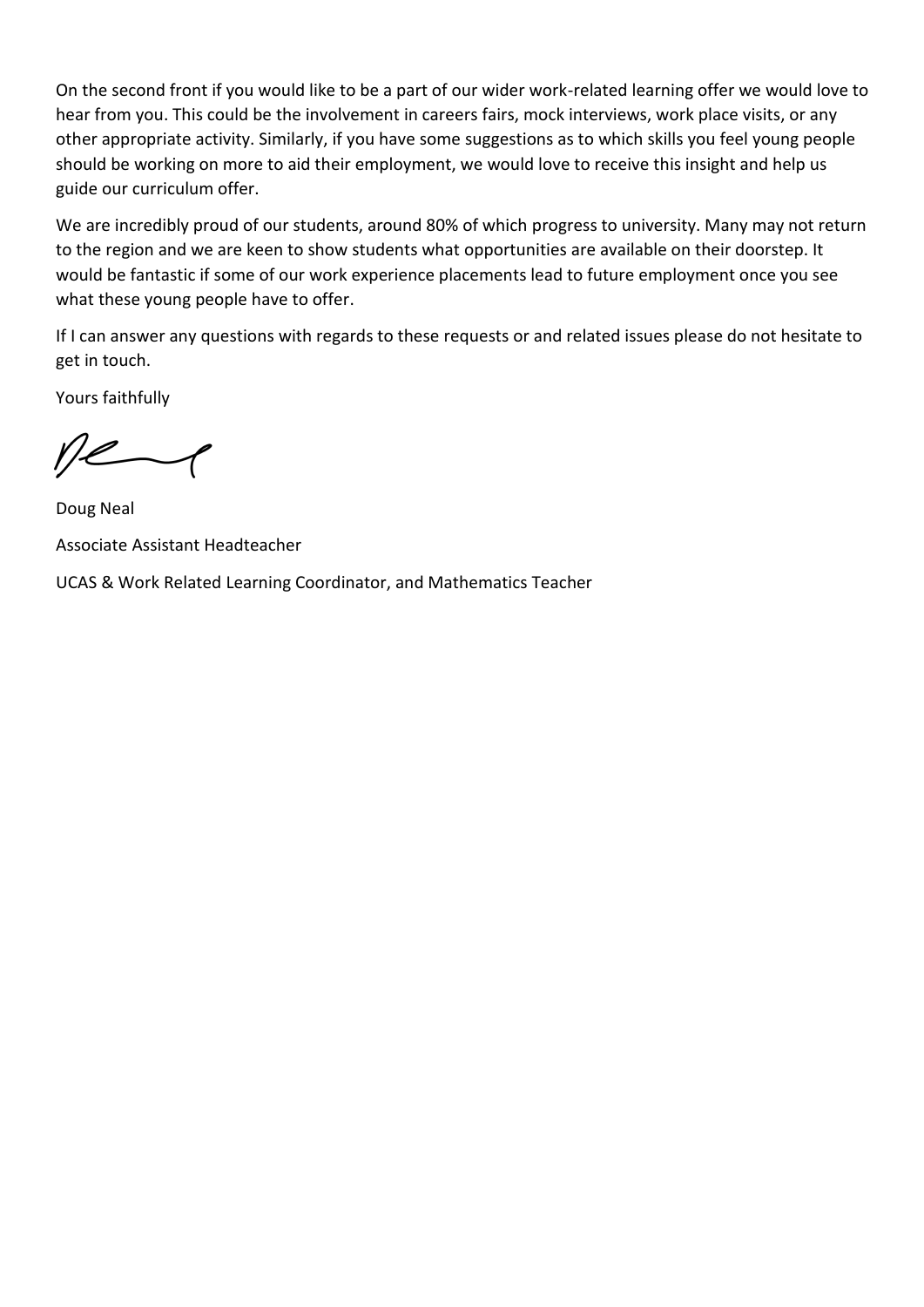On the second front if you would like to be a part of our wider work-related learning offer we would love to hear from you. This could be the involvement in careers fairs, mock interviews, work place visits, or any other appropriate activity. Similarly, if you have some suggestions as to which skills you feel young people should be working on more to aid their employment, we would love to receive this insight and help us guide our curriculum offer.

We are incredibly proud of our students, around 80% of which progress to university. Many may not return to the region and we are keen to show students what opportunities are available on their doorstep. It would be fantastic if some of our work experience placements lead to future employment once you see what these young people have to offer.

If I can answer any questions with regards to these requests or and related issues please do not hesitate to get in touch.

Yours faithfully

Doug Neal

Associate Assistant Headteacher

UCAS & Work Related Learning Coordinator, and Mathematics Teacher